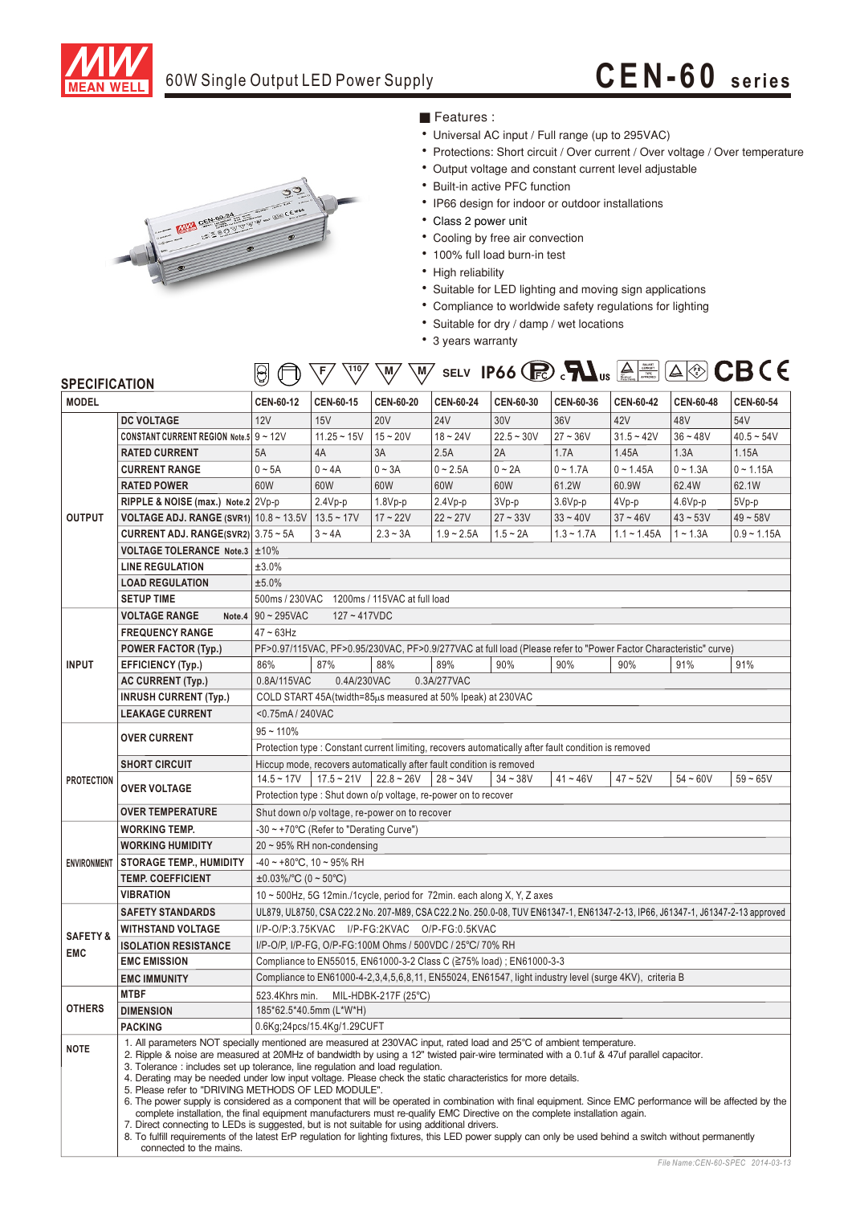# 60W Single Output LED Power Supply

## CEN-60 series

### Features :

- Universal AC input / Full range (up to 295VAC)
- Protections: Short circuit / Over current / Over voltage / Over temperature
- Output voltage and constant current level adjustable
- Built-in active PFC function
- IP66 design for indoor or outdoor installations
- Class 2 power unit
- Cooling by free air convection
- 100% full load burn-in test
- High reliability
- Suitable for LED lighting and moving sign applications
- Compliance to worldwide safety regulations for lighting
- Suitable for dry / damp / wet locations
- 3 years warranty

## SPECIFICATION

| | MODEL | CEN-60-12 | CEN-60-15 | CEN-60-20 | CEN-60-24 | CEN-60-30 | CEN-60-36 | CEN-60-42 | CEN-60-48 | CEN-60-54 |
|---|---|---|---|---|---|---|---|---|---|---|
| OUTPUT | DC VOLTAGE | 12V | 15V | 20V | 24V | 30V | 36V | 42V | 48V | 54V |
| | CONSTANT CURRENT REGION Note.5 | 9 ~ 12V | 11.25 ~ 15V | 15 ~ 20V | 18 ~ 24V | 22.5 ~ 30V | 27 ~ 36V | 31.5 ~ 42V | 36 ~ 48V | 40.5 ~ 54V |
| | RATED CURRENT | 5A | 4A | 3A | 2.5A | 2A | 1.7A | 1.45A | 1.3A | 1.15A |
| | CURRENT RANGE | 0 ~ 5A | 0 ~ 4A | 0 ~ 3A | 0 ~ 2.5A | 0 ~ 2A | 0 ~ 1.7A | 0 ~ 1.45A | 0 ~ 1.3A | 0 ~ 1.15A |
| | RATED POWER | 60W | 60W | 60W | 60W | 60W | 61.2W | 60.9W | 62.4W | 62.1W |
| | RIPPLE & NOISE (max.) Note.2 | 2Vp-p | 2.4Vp-p | 1.8Vp-p | 2.4Vp-p | 3Vp-p | 3.6Vp-p | 4Vp-p | 4.6Vp-p | 5Vp-p |
| | VOLTAGE ADJ. RANGE (SVR1) | 10.8 ~ 13.5V | 13.5 ~ 17V | 17 ~ 22V | 22 ~ 27V | 27 ~ 33V | 33 ~ 40V | 37 ~ 46V | 43 ~ 53V | 49 ~ 58V |
| | CURRENT ADJ. RANGE(SVR2) | 3.75 ~ 5A | 3 ~ 4A | 2.3 ~ 3A | 1.9 ~ 2.5A | 1.5 ~ 2A | 1.3 ~ 1.7A | 1.1 ~ 1.45A | 1 ~ 1.3A | 0.9 ~ 1.15A |
| | VOLTAGE TOLERANCE Note.3 | ±10% | | | | | | | | |
| | LINE REGULATION | ±3.0% | | | | | | | | |
| | LOAD REGULATION | ±5.0% | | | | | | | | |
| | SETUP TIME | 500ms / 230VAC 1200ms / 115VAC at full load | | | | | | | | |
| INPUT | VOLTAGE RANGE Note.4 | 90 ~ 295VAC 127 ~ 417VDC | | | | | | | | |
| | FREQUENCY RANGE | 47 ~ 63Hz | | | | | | | | |
| | POWER FACTOR (Typ.) | PF>0.97/115VAC, PF>0.95/230VAC, PF>0.9/277VAC at full load (Please refer to "Power Factor Characteristic" curve) | | | | | | | | |
| | EFFICIENCY (Typ.) | 86% | 87% | 88% | 89% | 90% | 90% | 90% | 91% | 91% |
| | AC CURRENT (Typ.) | 0.8A/115VAC 0.4A/230VAC 0.3A/277VAC | | | | | | | | |
| | INRUSH CURRENT (Typ.) | COLD START 45A(twidth=85μs measured at 50% Ipeak) at 230VAC | | | | | | | | |
| | LEAKAGE CURRENT | <0.75mA / 240VAC | | | | | | | | |
| PROTECTION | OVER CURRENT | 95 ~ 110% | | | | | | | | |
| | | Protection type : Constant current limiting, recovers automatically after fault condition is removed | | | | | | | | |
| | SHORT CIRCUIT | Hiccup mode, recovers automatically after fault condition is removed | | | | | | | | |
| | OVER VOLTAGE | 14.5 ~ 17V | 17.5 ~ 21V | 22.8 ~ 26V | 28 ~ 34V | 34 ~ 38V | 41 ~ 46V | 47 ~ 52V | 54 ~ 60V | 59 ~ 65V |
| | | Protection type : Shut down o/p voltage, re-power on to recover | | | | | | | | |
| | OVER TEMPERATURE | Shut down o/p voltage, re-power on to recover | | | | | | | | |
| ENVIRONMENT | WORKING TEMP. | -30 ~ +70℃ (Refer to "Derating Curve") | | | | | | | | |
| | WORKING HUMIDITY | 20 ~ 95% RH non-condensing | | | | | | | | |
| | STORAGE TEMP., HUMIDITY | -40 ~ +80℃, 10 ~ 95% RH | | | | | | | | |
| | TEMP. COEFFICIENT | ±0.03%/℃ (0 ~ 50℃) | | | | | | | | |
| | VIBRATION | 10 ~ 500Hz, 5G 12min./1cycle, period for 72min. each along X, Y, Z axes | | | | | | | | |
| SAFETY & EMC | SAFETY STANDARDS | UL879, UL8750, CSA C22.2 No. 207-M89, CSA C22.2 No. 250.0-08, TUV EN61347-1, EN61347-2-13, IP66, J61347-1, J61347-2-13 approved | | | | | | | | |
| | WITHSTAND VOLTAGE | I/P-O/P:3.75KVAC I/P-FG:2KVAC O/P-FG:0.5KVAC | | | | | | | | |
| | ISOLATION RESISTANCE | I/P-O/P, I/P-FG, O/P-FG:100M Ohms / 500VDC / 25℃/ 70% RH | | | | | | | | |
| | EMC EMISSION | Compliance to EN55015, EN61000-3-2 Class C (≧75% load) ; EN61000-3-3 | | | | | | | | |
| | EMC IMMUNITY | Compliance to EN61000-4-2,3,4,5,6,8,11, EN55024, EN61547, light industry level (surge 4KV), criteria B | | | | | | | | |
| OTHERS | MTBF | 523.4Khrs min. MIL-HDBK-217F (25℃) | | | | | | | | |
| | DIMENSION | 185*62.5*40.5mm (L*W*H) | | | | | | | | |
| | PACKING | 0.6Kg;24pcs/15.4Kg/1.29CUFT | | | | | | | | |

**NOTE**

1. All parameters NOT specially mentioned are measured at 230VAC input, rated load and 25℃ of ambient temperature.
2. Ripple & noise are measured at 20MHz of bandwidth by using a 12" twisted pair-wire terminated with a 0.1uf & 47uf parallel capacitor.
3. Tolerance : includes set up tolerance, line regulation and load regulation.
4. Derating may be needed under low input voltage. Please check the static characteristics for more details.
5. Please refer to "DRIVING METHODS OF LED MODULE".
6. The power supply is considered as a component that will be operated in combination with final equipment. Since EMC performance will be affected by the complete installation, the final equipment manufacturers must re-qualify EMC Directive on the complete installation again.
7. Direct connecting to LEDs is suggested, but is not suitable for using additional drivers.
8. To fulfill requirements of the latest ErP regulation for lighting fixtures, this LED power supply can only be used behind a switch without permanently connected to the mains.

*File Name:CEN-60-SPEC 2014-03-13*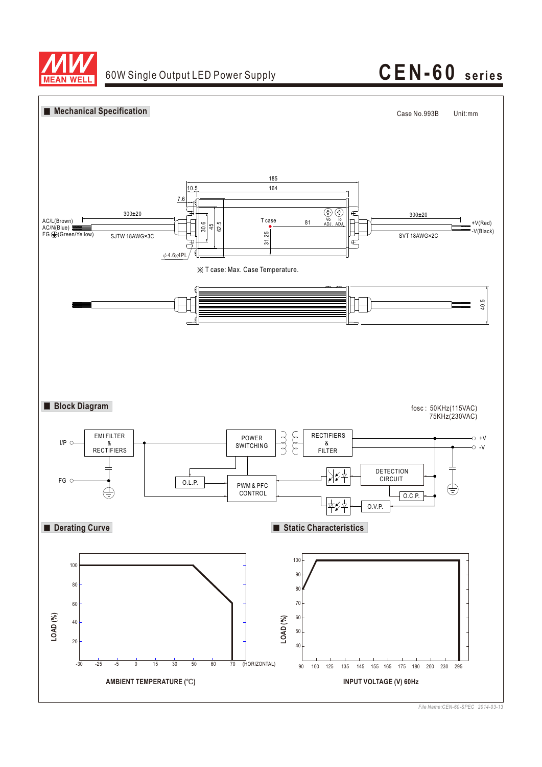## Mechanical Specification

Case No.993B Unit:mm

185

10.5 164

7.6

300±20

AC/L(Brown)
AC/N(Blue)
FG ⏚(Green/Yellow)

SJTW 18AWG×3C

30.6 45 62.5

T case

31.25

81

Vo ADJ. Io ADJ.

300±20

+V(Red)
-V(Black)

SVT 18AWG×2C

φ4.6x4PL

※ T case: Max. Case Temperature.

40.5

## Block Diagram

fosc : 50KHz(115VAC)
75KHz(230VAC)

I/P

FG

EMI FILTER & RECTIFIERS

POWER SWITCHING

RECTIFIERS & FILTER

+V

-V

O.L.P.

PWM & PFC CONTROL

DETECTION CIRCUIT

O.C.P.

O.V.P.

## Derating Curve

LOAD (%)

100, 80, 60, 40, 20

-30, -25, -5, 0, 15, 30, 50, 60, 70 (HORIZONTAL)

AMBIENT TEMPERATURE (℃)

## Static Characteristics

LOAD (%)

100, 90, 80, 70, 60, 50, 40

90, 100, 125, 135, 145, 155, 165, 175, 180, 200, 230, 295

INPUT VOLTAGE (V) 60Hz

*File Name:CEN-60-SPEC 2014-03-13*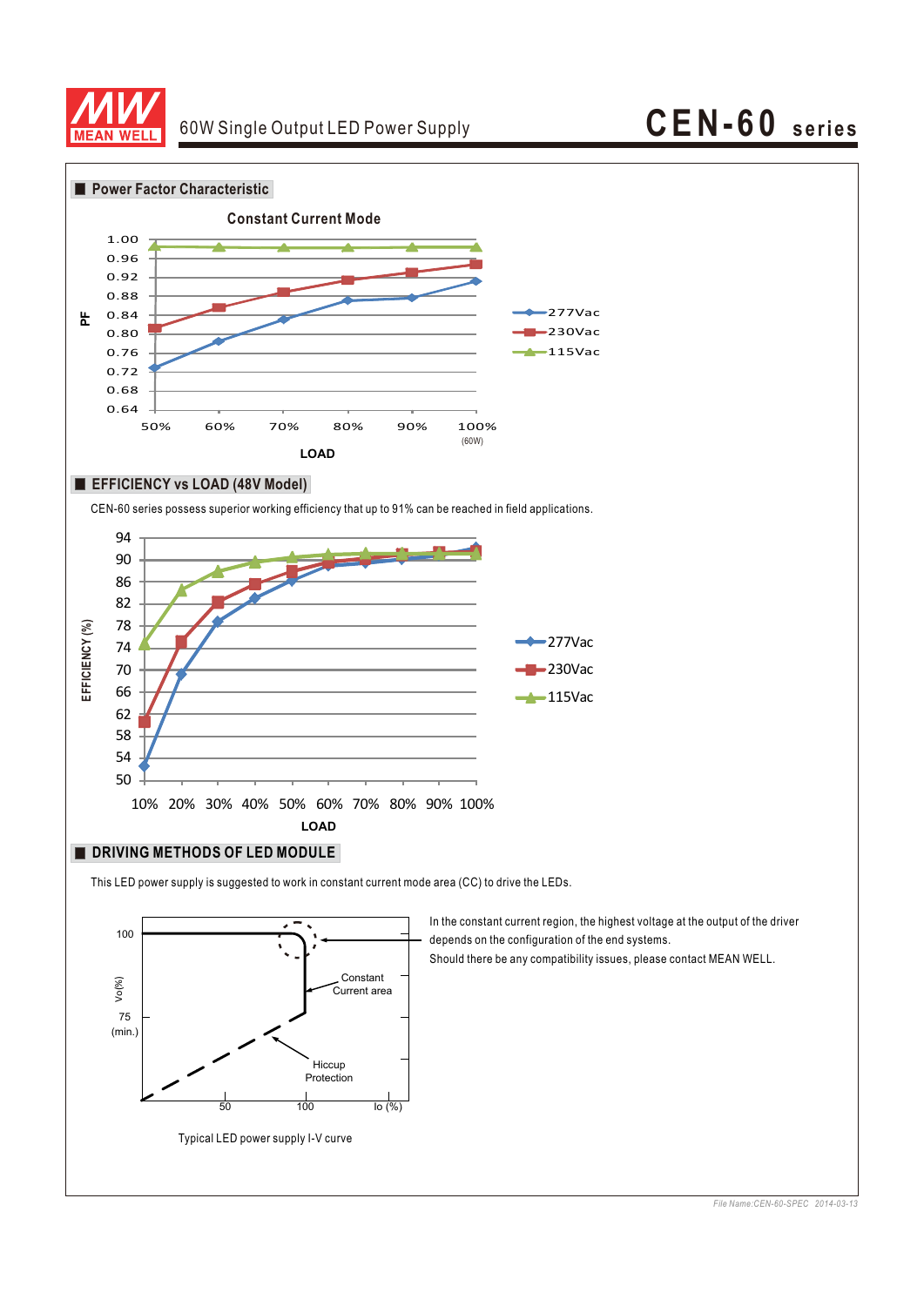## Power Factor Characteristic

Constant Current Mode

PF

1.00
0.96
0.92
0.88
0.84
0.80
0.76
0.72
0.68
0.64

50% 60% 70% 80% 90% 100%
(60W)

LOAD

277Vac
230Vac
115Vac

## EFFICIENCY vs LOAD (48V Model)

CEN-60 series possess superior working efficiency that up to 91% can be reached in field applications.

EFFICIENCY (%)

94
90
86
82
78
74
70
66
62
58
54
50

10% 20% 30% 40% 50% 60% 70% 80% 90% 100%

LOAD

277Vac
230Vac
115Vac

## DRIVING METHODS OF LED MODULE

This LED power supply is suggested to work in constant current mode area (CC) to drive the LEDs.

Vo(%)

100

75
(min.)

50 100 Io (%)

Constant
Current area

Hiccup
Protection

In the constant current region, the highest voltage at the output of the driver depends on the configuration of the end systems.

Should there be any compatibility issues, please contact MEAN WELL.

Typical LED power supply I-V curve